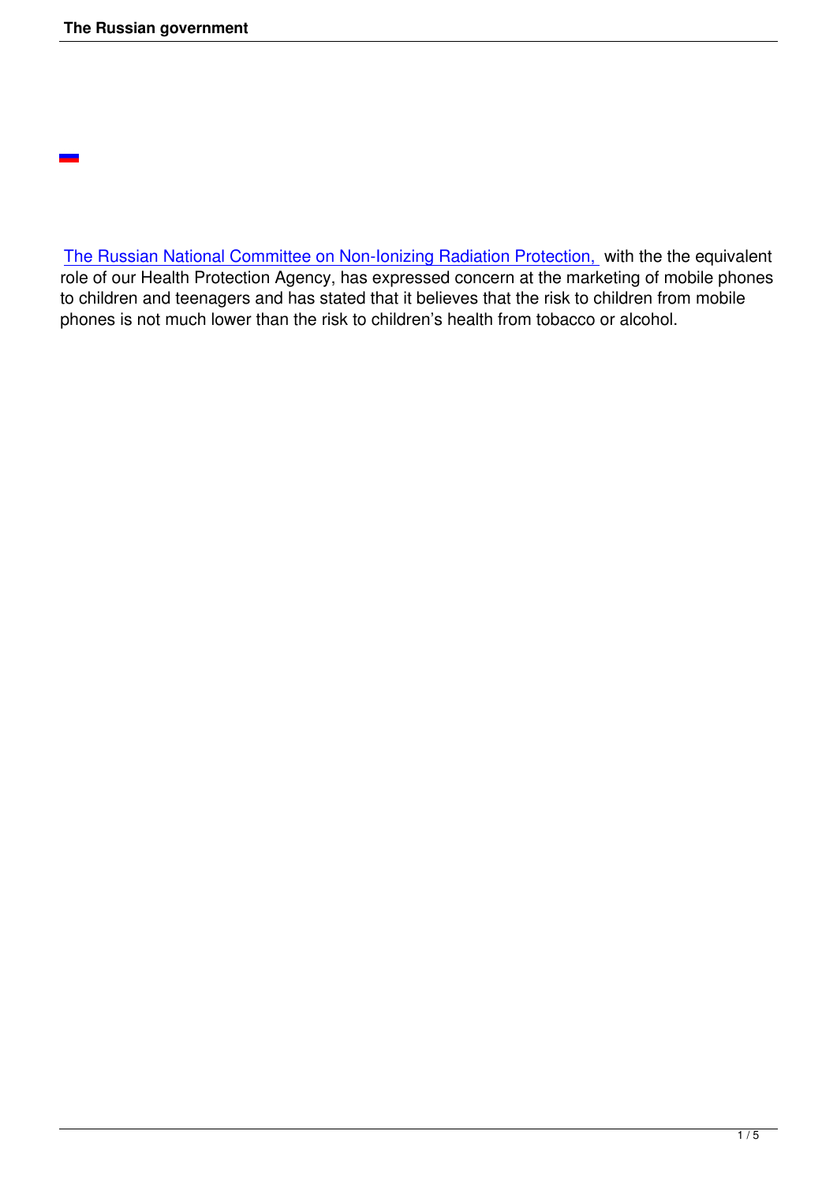The Russian National Committee on Non-Ionizing Radiation Protection, with the the equivalent role of our Health Protection Agency, has expressed concern at the marketing of mobile phones to children and teenagers and has stated that it believes that the risk to children from mobile phones is not much lower than the risk to children's health from tobacco or alcohol.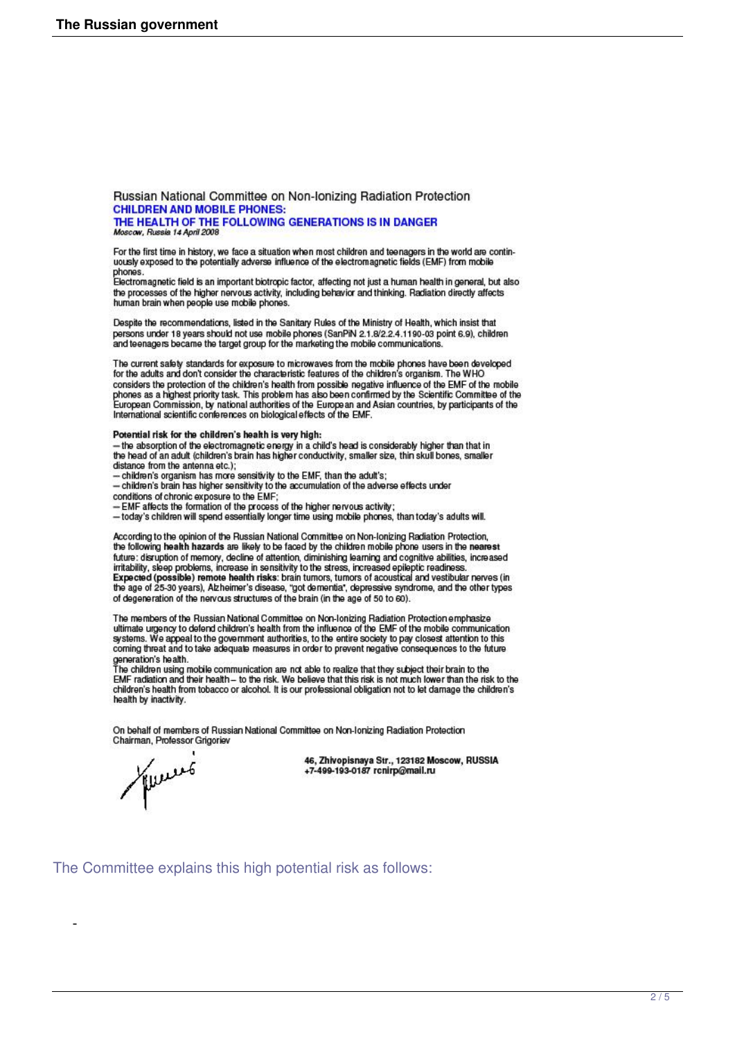Russian National Committee on Non-Ionizing Radiation Protection

**CHILDREN AND MOBILE PHONES:**

**THE HEALTH OF THE FOLLOWING GENERATIONS IS IN DANGER**

***Moscow, Russia 14 April 2008***

For the first time in history, we face a situation when most children and teenagers in the world are continuously exposed to the potentially adverse influence of the electromagnetic fields (EMF) from mobile phones.

Electromagnetic field is an important biotropic factor, affecting not just a human health in general, but also the processes of the higher nervous activity, including behavior and thinking. Radiation directly affects human brain when people use mobile phones.

Despite the recommendations, listed in the Sanitary Rules of the Ministry of Health, which insist that persons under 18 years should not use mobile phones (SanPiN 2.1.8/2.2.4.1190-03 point 6.9), children and teenagers became the target group for the marketing the mobile communications.

The current safety standards for exposure to microwaves from the mobile phones have been developed for the adults and don't consider the characteristic features of the children's organism. The WHO considers the protection of the children's health from possible negative influence of the EMF of the mobile phones as a highest priority task. This problem has also been confirmed by the Scientific Committee of the European Commission, by national authorities of the European and Asian countries, by participants of the International scientific conferences on biological effects of the EMF.

**Potential risk for the children's health is very high:**

– the absorption of the electromagnetic energy in a child's head is considerably higher than that in the head of an adult (children's brain has higher conductivity, smaller size, thin skull bones, smaller distance from the antenna etc.);
– children's organism has more sensitivity to the EMF, than the adult's;
– children's brain has higher sensitivity to the accumulation of the adverse effects under conditions of chronic exposure to the EMF;
– EMF affects the formation of the process of the higher nervous activity;
– today's children will spend essentially longer time using mobile phones, than today's adults will.

According to the opinion of the Russian National Committee on Non-Ionizing Radiation Protection, the following **health hazards** are likely to be faced by the children mobile phone users in the **nearest** future: disruption of memory, decline of attention, diminishing learning and cognitive abilities, increased irritability, sleep problems, increase in sensitivity to the stress, increased epileptic readiness.
**Expected (possible) remote health risks**: brain tumors, tumors of acoustical and vestibular nerves (in the age of 25-30 years), Alzheimer's disease, "got dementia", depressive syndrome, and the other types of degeneration of the nervous structures of the brain (in the age of 50 to 60).

The members of the Russian National Committee on Non-Ionizing Radiation Protection emphasize ultimate urgency to defend children's health from the influence of the EMF of the mobile communication systems. We appeal to the government authorities, to the entire society to pay closest attention to this coming threat and to take adequate measures in order to prevent negative consequences to the future generation's health.

The children using mobile communication are not able to realize that they subject their brain to the EMF radiation and their health – to the risk. We believe that this risk is not much lower than the risk to the children's health from tobacco or alcohol. It is our professional obligation not to let damage the children's health by inactivity.

On behalf of members of Russian National Committee on Non-Ionizing Radiation Protection
Chairman, Professor Grigoriev

**46, Zhivopisnaya Str., 123182 Moscow, RUSSIA**
**+7-499-193-0187 rcnirp@mail.ru**

The Committee explains this high potential risk as follows:

-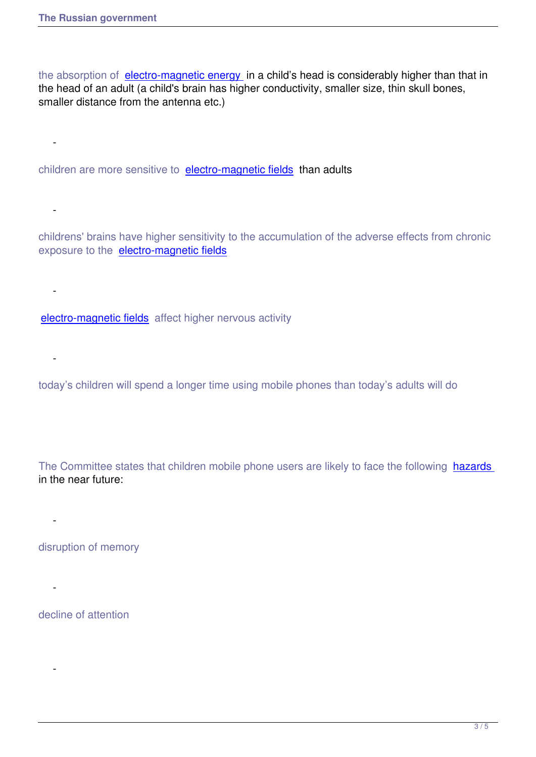- the absorption of electro-magnetic energy in a child's head is considerably higher than that in the head of an adult (a child's brain has higher conductivity, smaller size, thin skull bones, smaller distance from the antenna etc.)

- children are more sensitive to electro-magnetic fields than adults

- childrens' brains have higher sensitivity to the accumulation of the adverse effects from chronic exposure to the electro-magnetic fields

- electro-magnetic fields affect higher nervous activity

- today's children will spend a longer time using mobile phones than today's adults will do

The Committee states that children mobile phone users are likely to face the following hazards in the near future:

- disruption of memory

- decline of attention

-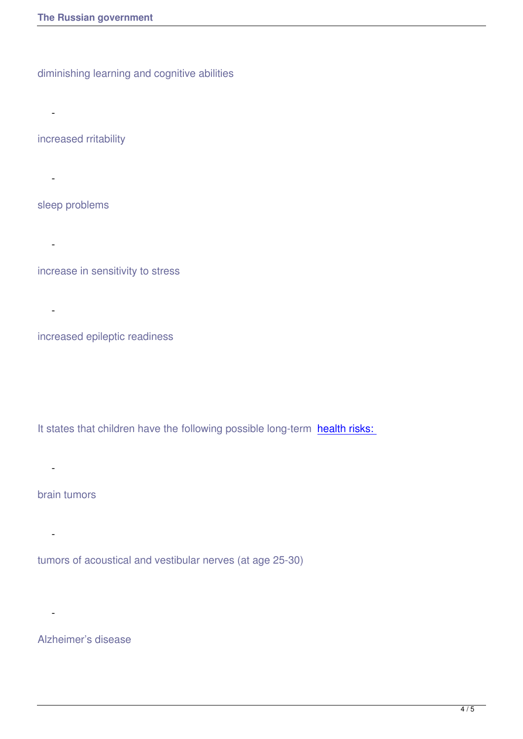- diminishing learning and cognitive abilities
- increased rritability
- sleep problems
- increase in sensitivity to stress
- increased epileptic readiness

It states that children have the following possible long-term [health risks:](#)

- brain tumors
- tumors of acoustical and vestibular nerves (at age 25-30)
- Alzheimer’s disease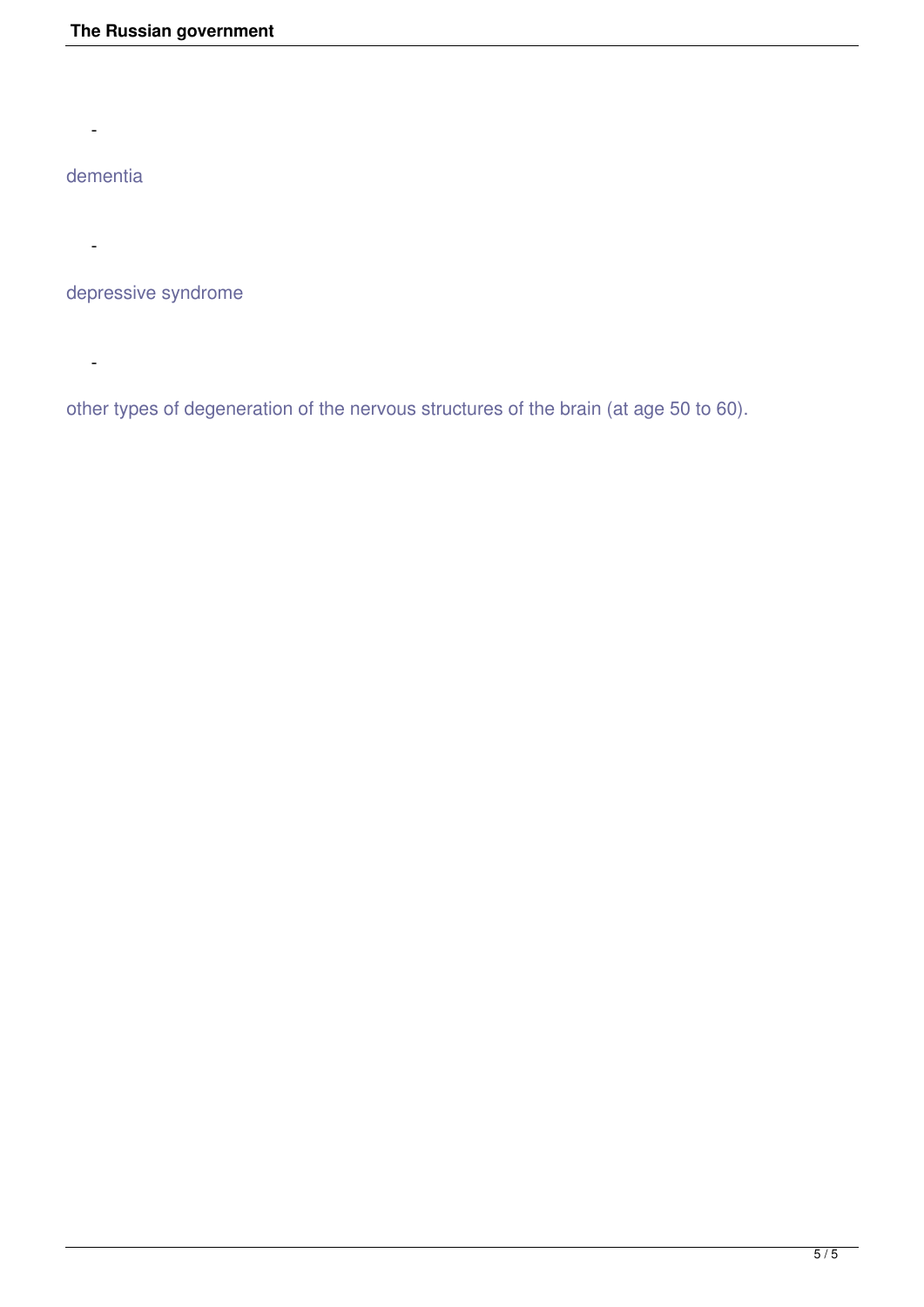- dementia
- depressive syndrome
- other types of degeneration of the nervous structures of the brain (at age 50 to 60).